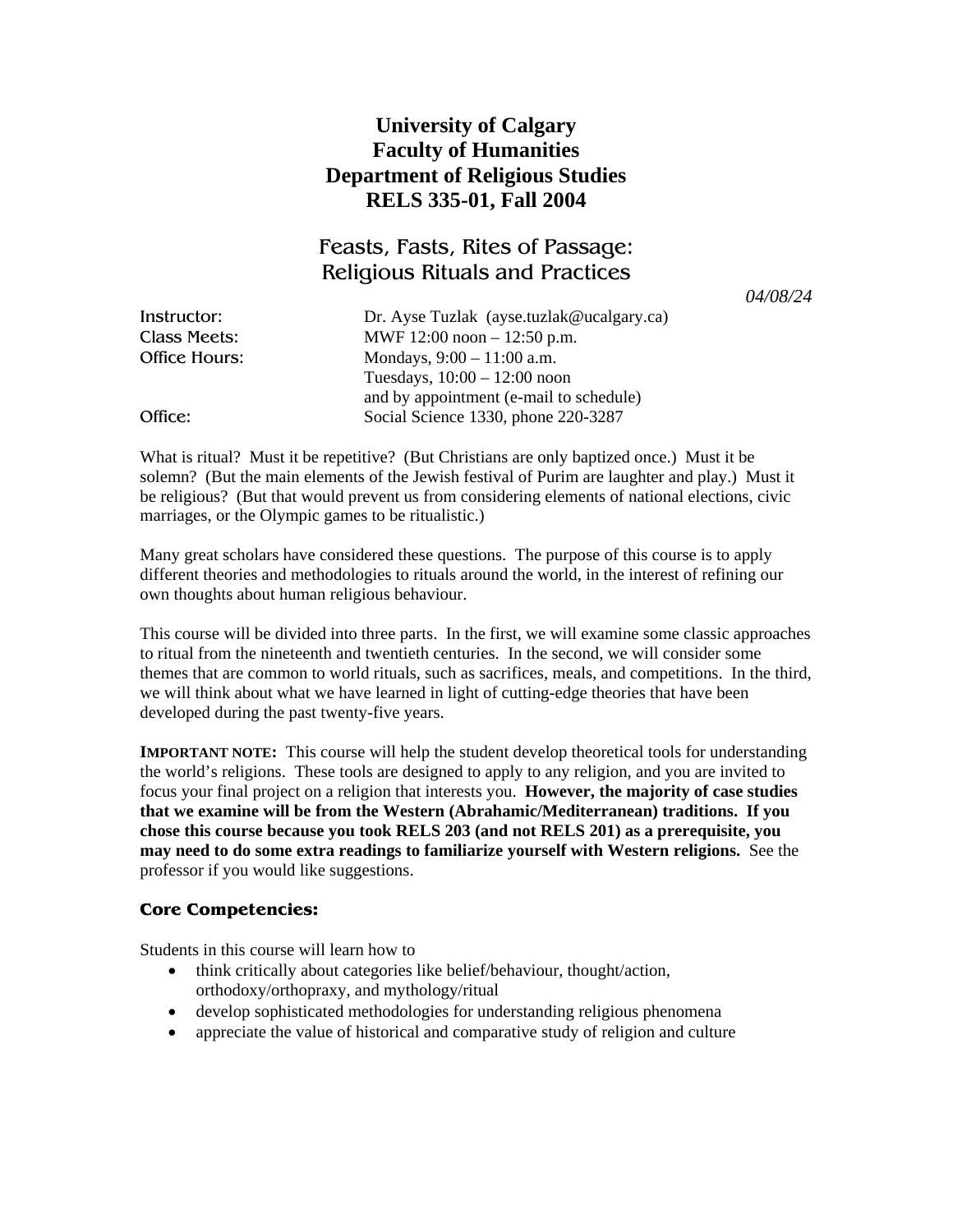# University of Calgary
# Faculty of Humanities
# Department of Religious Studies
# RELS 335-01, Fall 2004

## Feasts, Fasts, Rites of Passage: Religious Rituals and Practices

*04/08/24*

| | |
|---|---|
| Instructor: | Dr. Ayse Tuzlak (ayse.tuzlak@ucalgary.ca) |
| Class Meets: | MWF 12:00 noon – 12:50 p.m. |
| Office Hours: | Mondays, 9:00 – 11:00 a.m.<br>Tuesdays, 10:00 – 12:00 noon<br>and by appointment (e-mail to schedule) |
| Office: | Social Science 1330, phone 220-3287 |

What is ritual? Must it be repetitive? (But Christians are only baptized once.) Must it be solemn? (But the main elements of the Jewish festival of Purim are laughter and play.) Must it be religious? (But that would prevent us from considering elements of national elections, civic marriages, or the Olympic games to be ritualistic.)

Many great scholars have considered these questions. The purpose of this course is to apply different theories and methodologies to rituals around the world, in the interest of refining our own thoughts about human religious behaviour.

This course will be divided into three parts. In the first, we will examine some classic approaches to ritual from the nineteenth and twentieth centuries. In the second, we will consider some themes that are common to world rituals, such as sacrifices, meals, and competitions. In the third, we will think about what we have learned in light of cutting-edge theories that have been developed during the past twenty-five years.

**IMPORTANT NOTE:** This course will help the student develop theoretical tools for understanding the world's religions. These tools are designed to apply to any religion, and you are invited to focus your final project on a religion that interests you. **However, the majority of case studies that we examine will be from the Western (Abrahamic/Mediterranean) traditions. If you chose this course because you took RELS 203 (and not RELS 201) as a prerequisite, you may need to do some extra readings to familiarize yourself with Western religions.** See the professor if you would like suggestions.

### Core Competencies:

Students in this course will learn how to

- think critically about categories like belief/behaviour, thought/action, orthodoxy/orthopraxy, and mythology/ritual
- develop sophisticated methodologies for understanding religious phenomena
- appreciate the value of historical and comparative study of religion and culture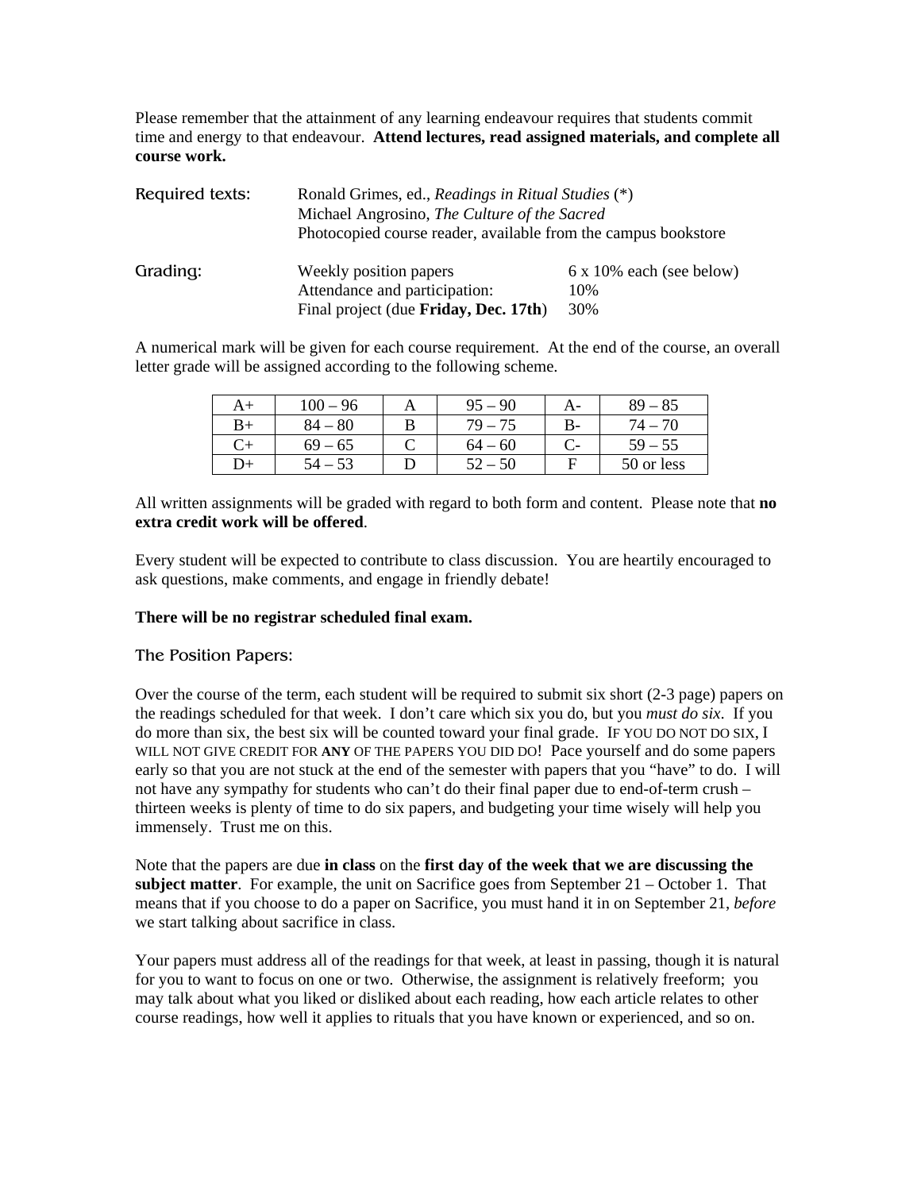Please remember that the attainment of any learning endeavour requires that students commit time and energy to that endeavour. **Attend lectures, read assigned materials, and complete all course work.**

Required texts: Ronald Grimes, ed., *Readings in Ritual Studies* (*)
Michael Angrosino, *The Culture of the Sacred*
Photocopied course reader, available from the campus bookstore

Grading:

| | |
|---|---|
| Weekly position papers | 6 x 10% each (see below) |
| Attendance and participation: | 10% |
| Final project (due **Friday, Dec. 17th**) | 30% |

A numerical mark will be given for each course requirement. At the end of the course, an overall letter grade will be assigned according to the following scheme.

| | | | | | |
|---|---|---|---|---|---|
| A+ | 100 – 96 | A | 95 – 90 | A- | 89 – 85 |
| B+ | 84 – 80 | B | 79 – 75 | B- | 74 – 70 |
| C+ | 69 – 65 | C | 64 – 60 | C- | 59 – 55 |
| D+ | 54 – 53 | D | 52 – 50 | F | 50 or less |

All written assignments will be graded with regard to both form and content. Please note that **no extra credit work will be offered**.

Every student will be expected to contribute to class discussion. You are heartily encouraged to ask questions, make comments, and engage in friendly debate!

**There will be no registrar scheduled final exam.**

## The Position Papers:

Over the course of the term, each student will be required to submit six short (2-3 page) papers on the readings scheduled for that week. I don't care which six you do, but you *must do six*. If you do more than six, the best six will be counted toward your final grade. IF YOU DO NOT DO SIX, I WILL NOT GIVE CREDIT FOR **ANY** OF THE PAPERS YOU DID DO! Pace yourself and do some papers early so that you are not stuck at the end of the semester with papers that you "have" to do. I will not have any sympathy for students who can't do their final paper due to end-of-term crush – thirteen weeks is plenty of time to do six papers, and budgeting your time wisely will help you immensely. Trust me on this.

Note that the papers are due **in class** on the **first day of the week that we are discussing the subject matter**. For example, the unit on Sacrifice goes from September 21 – October 1. That means that if you choose to do a paper on Sacrifice, you must hand it in on September 21, *before* we start talking about sacrifice in class.

Your papers must address all of the readings for that week, at least in passing, though it is natural for you to want to focus on one or two. Otherwise, the assignment is relatively freeform; you may talk about what you liked or disliked about each reading, how each article relates to other course readings, how well it applies to rituals that you have known or experienced, and so on.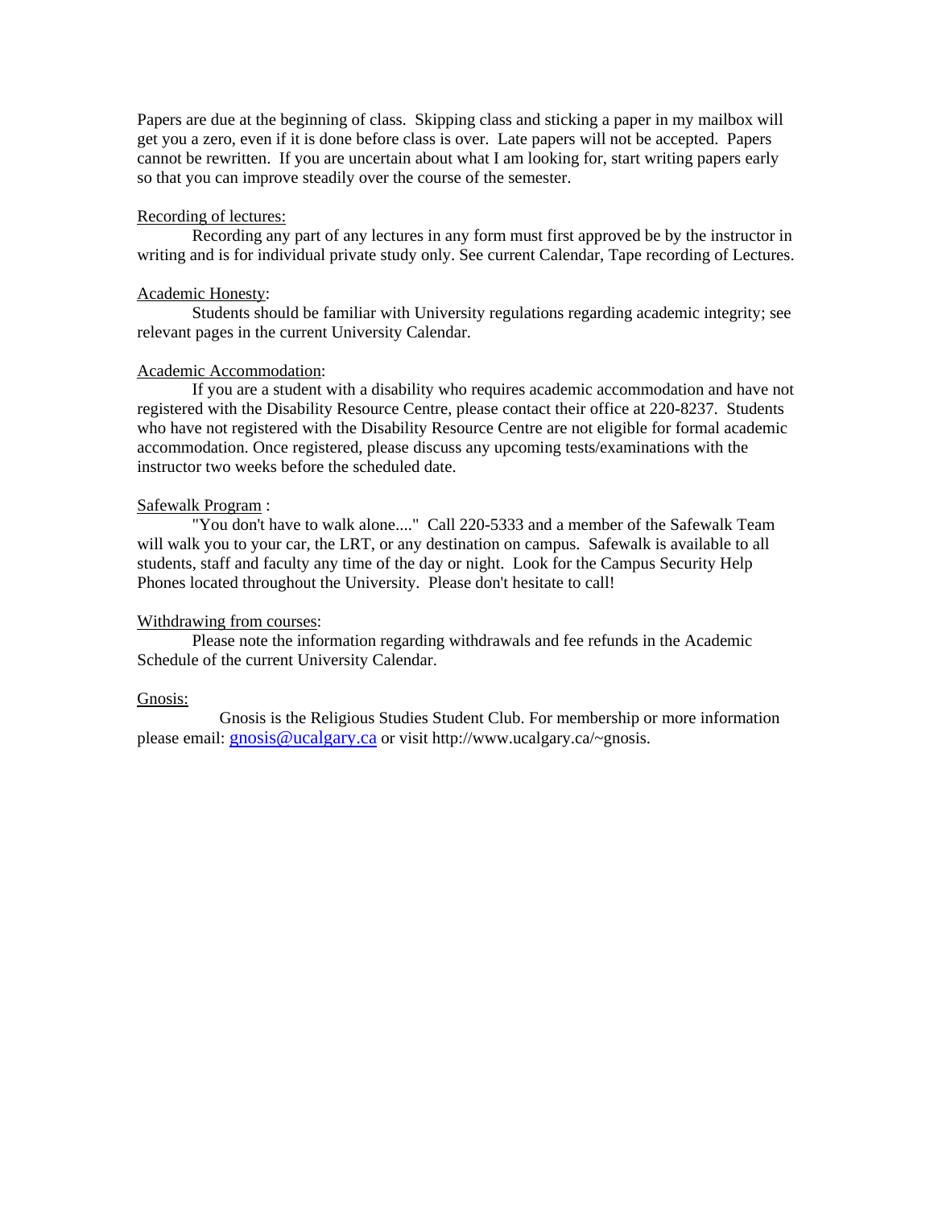Papers are due at the beginning of class. Skipping class and sticking a paper in my mailbox will get you a zero, even if it is done before class is over. Late papers will not be accepted. Papers cannot be rewritten. If you are uncertain about what I am looking for, start writing papers early so that you can improve steadily over the course of the semester.

Recording of lectures:

Recording any part of any lectures in any form must first approved be by the instructor in writing and is for individual private study only. See current Calendar, Tape recording of Lectures.

Academic Honesty:

Students should be familiar with University regulations regarding academic integrity; see relevant pages in the current University Calendar.

Academic Accommodation:

If you are a student with a disability who requires academic accommodation and have not registered with the Disability Resource Centre, please contact their office at 220-8237. Students who have not registered with the Disability Resource Centre are not eligible for formal academic accommodation. Once registered, please discuss any upcoming tests/examinations with the instructor two weeks before the scheduled date.

Safewalk Program :

"You don't have to walk alone...." Call 220-5333 and a member of the Safewalk Team will walk you to your car, the LRT, or any destination on campus. Safewalk is available to all students, staff and faculty any time of the day or night. Look for the Campus Security Help Phones located throughout the University. Please don't hesitate to call!

Withdrawing from courses:

Please note the information regarding withdrawals and fee refunds in the Academic Schedule of the current University Calendar.

Gnosis:

Gnosis is the Religious Studies Student Club. For membership or more information please email: gnosis@ucalgary.ca or visit http://www.ucalgary.ca/~gnosis.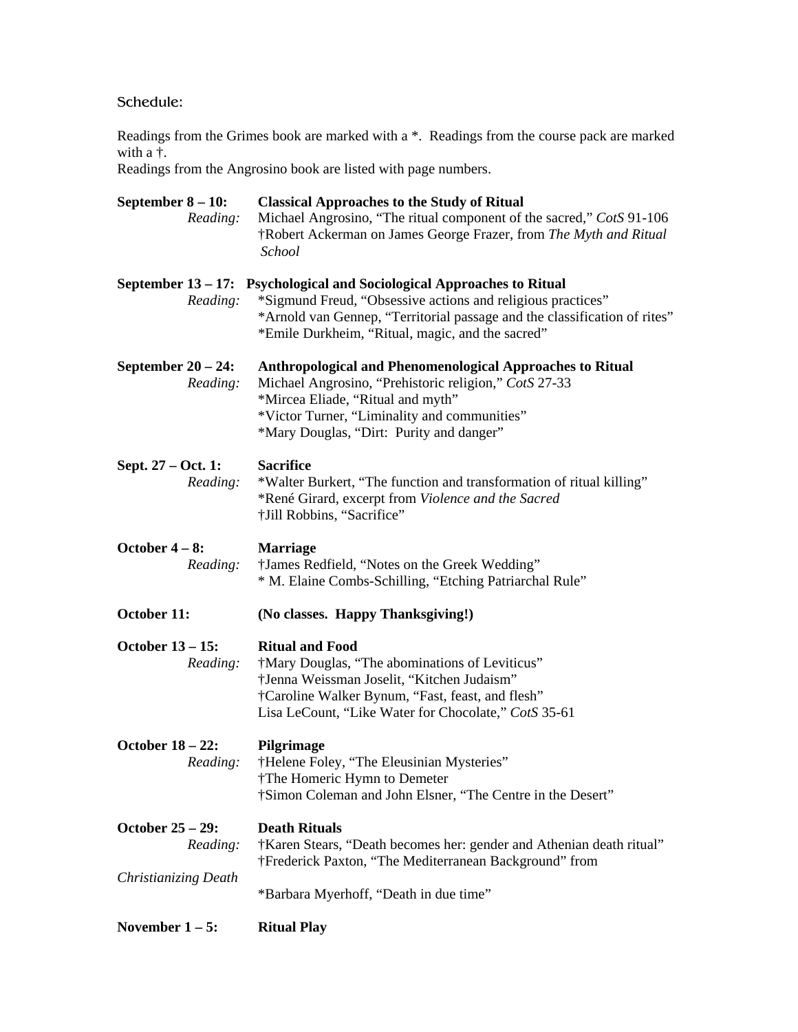Schedule:

Readings from the Grimes book are marked with a *. Readings from the course pack are marked with a †.
Readings from the Angrosino book are listed with page numbers.

**September 8 – 10:** **Classical Approaches to the Study of Ritual**
*Reading:* Michael Angrosino, "The ritual component of the sacred," *CotS* 91-106
†Robert Ackerman on James George Frazer, from *The Myth and Ritual School*

**September 13 – 17:** **Psychological and Sociological Approaches to Ritual**
*Reading:* *Sigmund Freud, "Obsessive actions and religious practices"
*Arnold van Gennep, "Territorial passage and the classification of rites"
*Emile Durkheim, "Ritual, magic, and the sacred"

**September 20 – 24:** **Anthropological and Phenomenological Approaches to Ritual**
*Reading:* Michael Angrosino, "Prehistoric religion," *CotS* 27-33
*Mircea Eliade, "Ritual and myth"
*Victor Turner, "Liminality and communities"
*Mary Douglas, "Dirt: Purity and danger"

**Sept. 27 – Oct. 1:** **Sacrifice**
*Reading:* *Walter Burkert, "The function and transformation of ritual killing"
*René Girard, excerpt from *Violence and the Sacred*
†Jill Robbins, "Sacrifice"

**October 4 – 8:** **Marriage**
*Reading:* †James Redfield, "Notes on the Greek Wedding"
* M. Elaine Combs-Schilling, "Etching Patriarchal Rule"

**October 11:** **(No classes. Happy Thanksgiving!)**

**October 13 – 15:** **Ritual and Food**
*Reading:* †Mary Douglas, "The abominations of Leviticus"
†Jenna Weissman Joselit, "Kitchen Judaism"
†Caroline Walker Bynum, "Fast, feast, and flesh"
Lisa LeCount, "Like Water for Chocolate," *CotS* 35-61

**October 18 – 22:** **Pilgrimage**
*Reading:* †Helene Foley, "The Eleusinian Mysteries"
†The Homeric Hymn to Demeter
†Simon Coleman and John Elsner, "The Centre in the Desert"

**October 25 – 29:** **Death Rituals**
*Reading:* †Karen Stears, "Death becomes her: gender and Athenian death ritual"
†Frederick Paxton, "The Mediterranean Background" from *Christianizing Death*
*Barbara Myerhoff, "Death in due time"

**November 1 – 5:** **Ritual Play**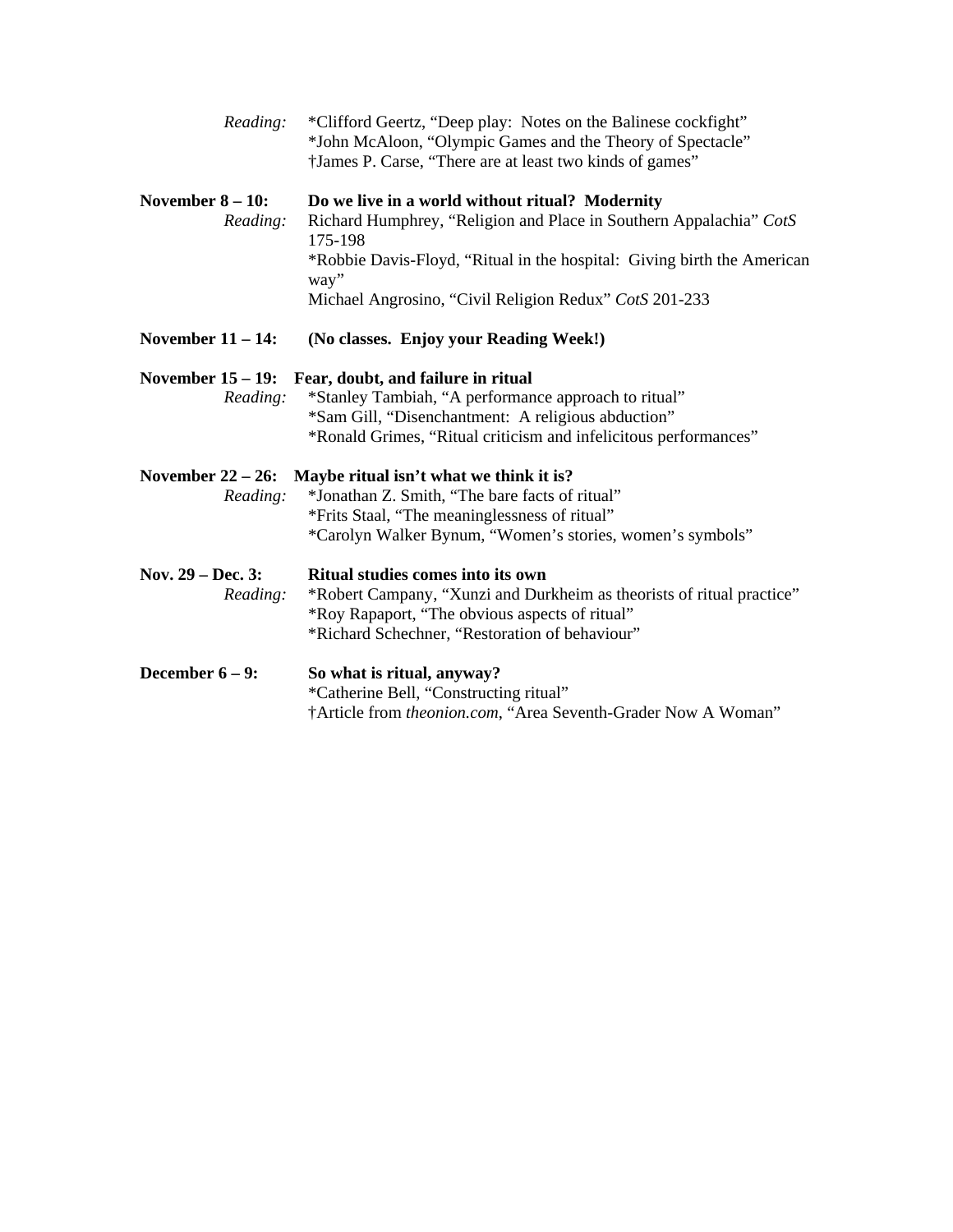*Reading:* *Clifford Geertz, "Deep play: Notes on the Balinese cockfight"
*John McAloon, "Olympic Games and the Theory of Spectacle"
†James P. Carse, "There are at least two kinds of games"

**November 8 – 10: Do we live in a world without ritual? Modernity**

*Reading:* Richard Humphrey, "Religion and Place in Southern Appalachia" *CotS* 175-198
*Robbie Davis-Floyd, "Ritual in the hospital: Giving birth the American way"
Michael Angrosino, "Civil Religion Redux" *CotS* 201-233

**November 11 – 14: (No classes. Enjoy your Reading Week!)**

**November 15 – 19: Fear, doubt, and failure in ritual**

*Reading:* *Stanley Tambiah, "A performance approach to ritual"
*Sam Gill, "Disenchantment: A religious abduction"
*Ronald Grimes, "Ritual criticism and infelicitous performances"

**November 22 – 26: Maybe ritual isn't what we think it is?**

*Reading:* *Jonathan Z. Smith, "The bare facts of ritual"
*Frits Staal, "The meaninglessness of ritual"
*Carolyn Walker Bynum, "Women's stories, women's symbols"

**Nov. 29 – Dec. 3: Ritual studies comes into its own**

*Reading:* *Robert Campany, "Xunzi and Durkheim as theorists of ritual practice"
*Roy Rapaport, "The obvious aspects of ritual"
*Richard Schechner, "Restoration of behaviour"

**December 6 – 9: So what is ritual, anyway?**

*Catherine Bell, "Constructing ritual"
†Article from *theonion.com*, "Area Seventh-Grader Now A Woman"